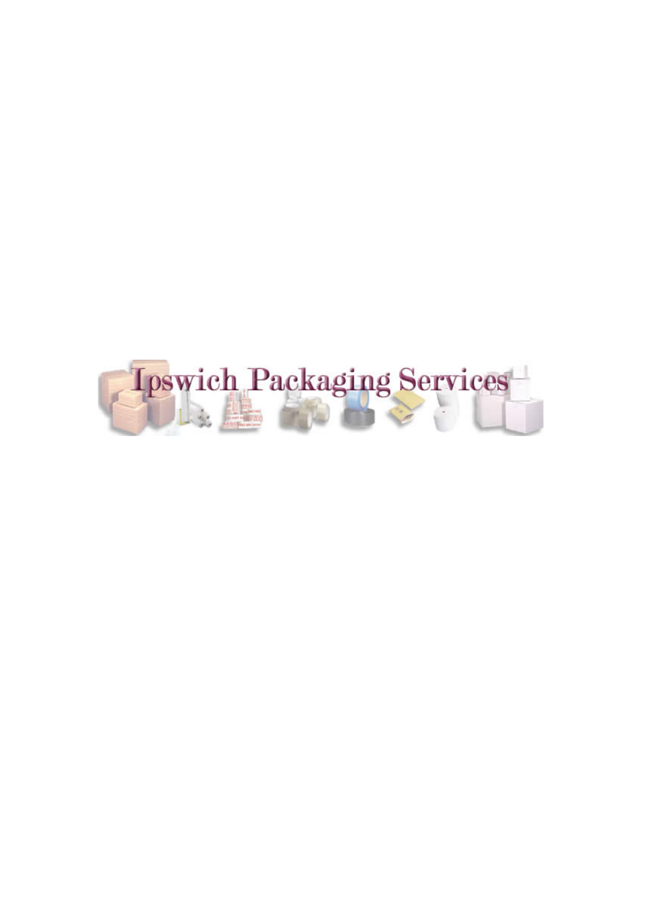# Ipswich Packaging Services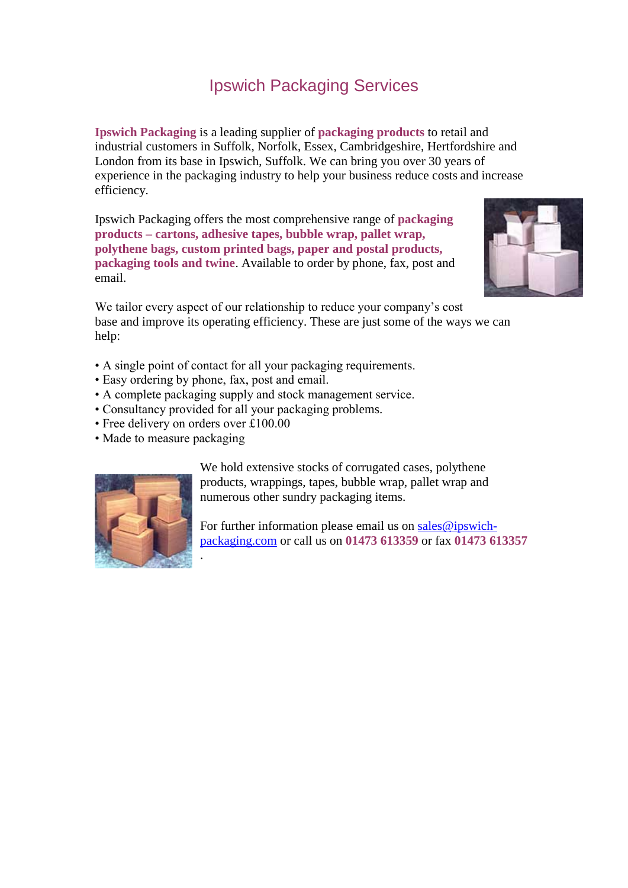# Ipswich Packaging Services

**Ipswich Packaging** is a leading supplier of **packaging products** to retail and industrial customers in Suffolk, Norfolk, Essex, Cambridgeshire, Hertfordshire and London from its base in Ipswich, Suffolk. We can bring you over 30 years of experience in the packaging industry to help your business reduce costs and increase efficiency.

Ipswich Packaging offers the most comprehensive range of **packaging products – cartons, adhesive tapes, bubble wrap, pallet wrap, polythene bags, custom printed bags, paper and postal products, packaging tools and twine**. Available to order by phone, fax, post and email.

We tailor every aspect of our relationship to reduce your company's cost base and improve its operating efficiency. These are just some of the ways we can help:

- A single point of contact for all your packaging requirements.
- Easy ordering by phone, fax, post and email.
- A complete packaging supply and stock management service.
- Consultancy provided for all your packaging problems.
- Free delivery on orders over £100.00
- Made to measure packaging

We hold extensive stocks of corrugated cases, polythene products, wrappings, tapes, bubble wrap, pallet wrap and numerous other sundry packaging items.

For further information please email us on sales@ipswich-packaging.com or call us on **01473 613359** or fax **01473 613357**
.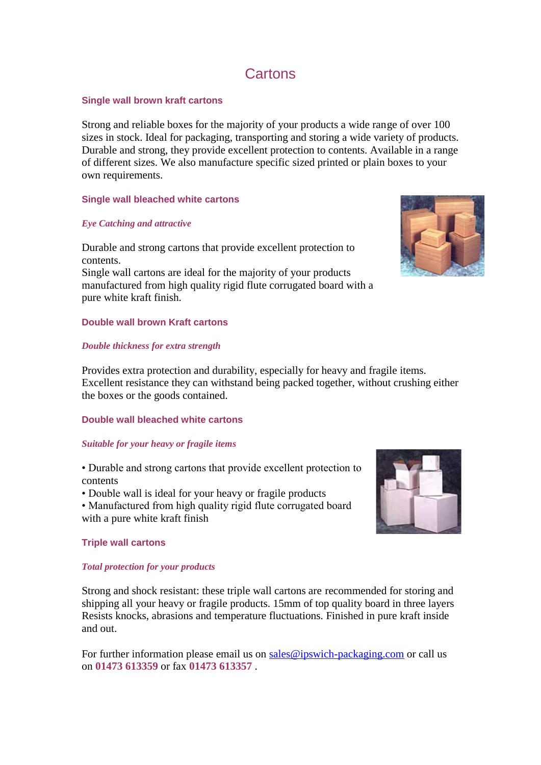# Cartons

### Single wall brown kraft cartons

Strong and reliable boxes for the majority of your products a wide range of over 100 sizes in stock. Ideal for packaging, transporting and storing a wide variety of products. Durable and strong, they provide excellent protection to contents. Available in a range of different sizes. We also manufacture specific sized printed or plain boxes to your own requirements.

### Single wall bleached white cartons

***Eye Catching and attractive***

Durable and strong cartons that provide excellent protection to contents.
Single wall cartons are ideal for the majority of your products manufactured from high quality rigid flute corrugated board with a pure white kraft finish.

### Double wall brown Kraft cartons

***Double thickness for extra strength***

Provides extra protection and durability, especially for heavy and fragile items. Excellent resistance they can withstand being packed together, without crushing either the boxes or the goods contained.

### Double wall bleached white cartons

***Suitable for your heavy or fragile items***

- Durable and strong cartons that provide excellent protection to contents
- Double wall is ideal for your heavy or fragile products
- Manufactured from high quality rigid flute corrugated board with a pure white kraft finish

### Triple wall cartons

***Total protection for your products***

Strong and shock resistant: these triple wall cartons are recommended for storing and shipping all your heavy or fragile products. 15mm of top quality board in three layers Resists knocks, abrasions and temperature fluctuations. Finished in pure kraft inside and out.

For further information please email us on sales@ipswich-packaging.com or call us on **01473 613359** or fax **01473 613357** .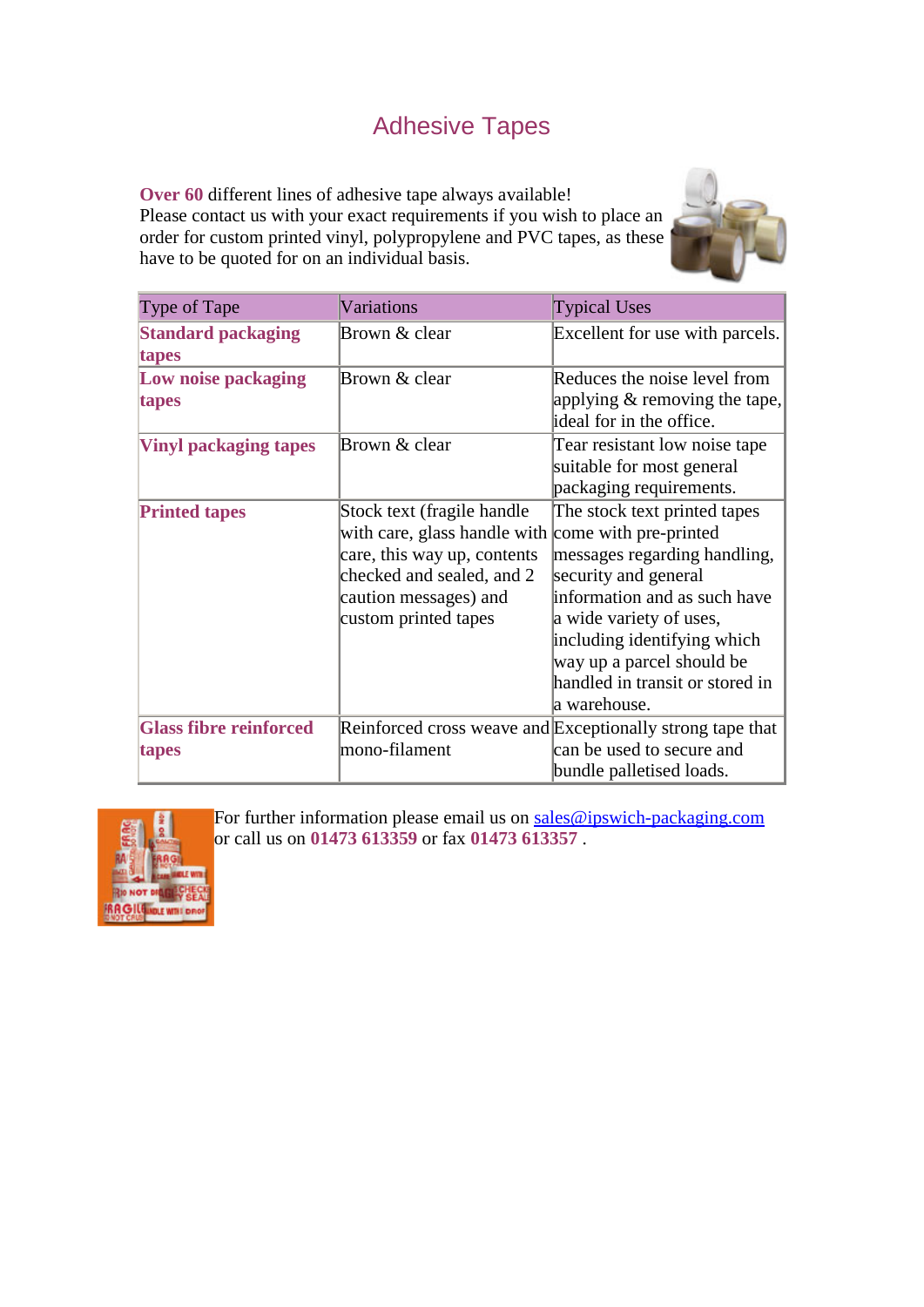# Adhesive Tapes

**Over 60** different lines of adhesive tape always available!
Please contact us with your exact requirements if you wish to place an order for custom printed vinyl, polypropylene and PVC tapes, as these have to be quoted for on an individual basis.

| Type of Tape | Variations | Typical Uses |
|---|---|---|
| **Standard packaging tapes** | Brown & clear | Excellent for use with parcels. |
| **Low noise packaging tapes** | Brown & clear | Reduces the noise level from applying & removing the tape, ideal for in the office. |
| **Vinyl packaging tapes** | Brown & clear | Tear resistant low noise tape suitable for most general packaging requirements. |
| **Printed tapes** | Stock text (fragile handle with care, glass handle with care, this way up, contents checked and sealed, and 2 caution messages) and custom printed tapes | The stock text printed tapes come with pre-printed messages regarding handling, security and general information and as such have a wide variety of uses, including identifying which way up a parcel should be handled in transit or stored in a warehouse. |
| **Glass fibre reinforced tapes** | Reinforced cross weave and mono-filament | Exceptionally strong tape that can be used to secure and bundle palletised loads. |

For further information please email us on sales@ipswich-packaging.com or call us on **01473 613359** or fax **01473 613357** .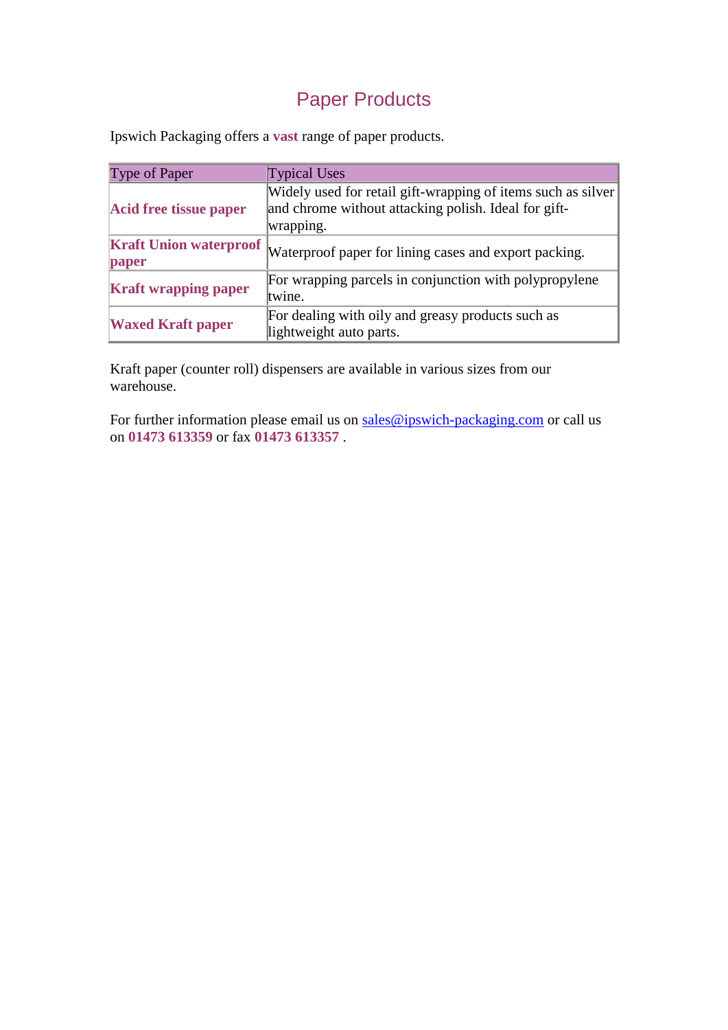# Paper Products

Ipswich Packaging offers a **vast** range of paper products.

| Type of Paper | Typical Uses |
|---|---|
| **Acid free tissue paper** | Widely used for retail gift-wrapping of items such as silver and chrome without attacking polish. Ideal for gift-wrapping. |
| **Kraft Union waterproof paper** | Waterproof paper for lining cases and export packing. |
| **Kraft wrapping paper** | For wrapping parcels in conjunction with polypropylene twine. |
| **Waxed Kraft paper** | For dealing with oily and greasy products such as lightweight auto parts. |

Kraft paper (counter roll) dispensers are available in various sizes from our warehouse.

For further information please email us on sales@ipswich-packaging.com or call us on **01473 613359** or fax **01473 613357** .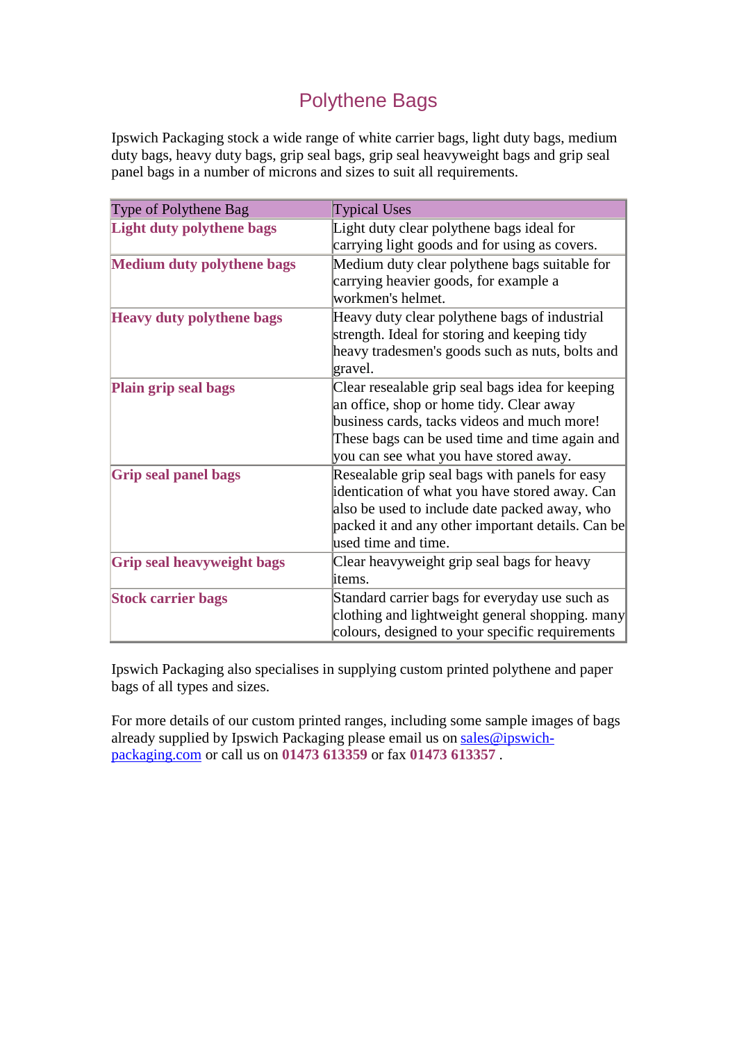# Polythene Bags

Ipswich Packaging stock a wide range of white carrier bags, light duty bags, medium duty bags, heavy duty bags, grip seal bags, grip seal heavyweight bags and grip seal panel bags in a number of microns and sizes to suit all requirements.

| Type of Polythene Bag | Typical Uses |
|---|---|
| **Light duty polythene bags** | Light duty clear polythene bags ideal for carrying light goods and for using as covers. |
| **Medium duty polythene bags** | Medium duty clear polythene bags suitable for carrying heavier goods, for example a workmen's helmet. |
| **Heavy duty polythene bags** | Heavy duty clear polythene bags of industrial strength. Ideal for storing and keeping tidy heavy tradesmen's goods such as nuts, bolts and gravel. |
| **Plain grip seal bags** | Clear resealable grip seal bags idea for keeping an office, shop or home tidy. Clear away business cards, tacks videos and much more! These bags can be used time and time again and you can see what you have stored away. |
| **Grip seal panel bags** | Resealable grip seal bags with panels for easy identication of what you have stored away. Can also be used to include date packed away, who packed it and any other important details. Can be used time and time. |
| **Grip seal heavyweight bags** | Clear heavyweight grip seal bags for heavy items. |
| **Stock carrier bags** | Standard carrier bags for everyday use such as clothing and lightweight general shopping. many colours, designed to your specific requirements |

Ipswich Packaging also specialises in supplying custom printed polythene and paper bags of all types and sizes.

For more details of our custom printed ranges, including some sample images of bags already supplied by Ipswich Packaging please email us on sales@ipswich-packaging.com or call us on **01473 613359** or fax **01473 613357** .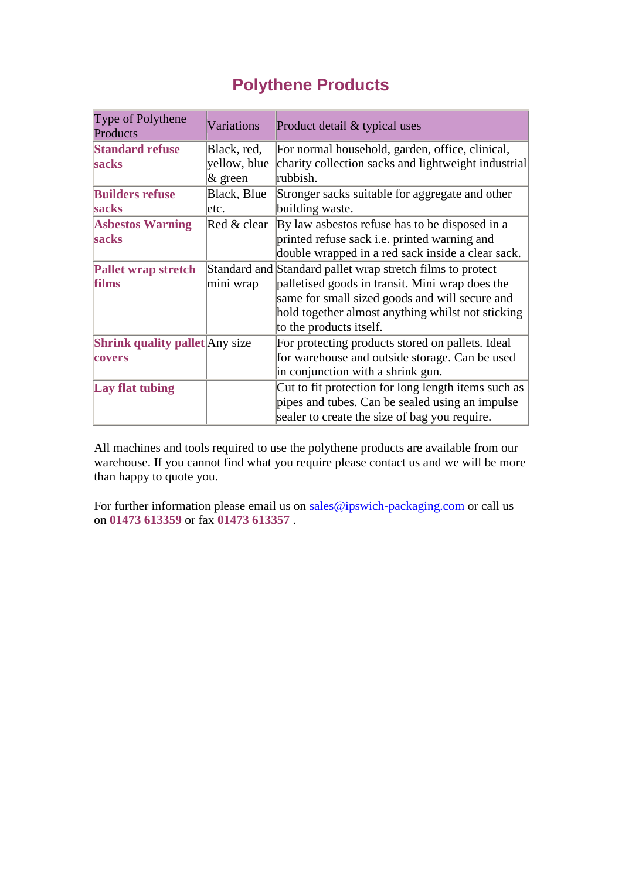# Polythene Products

| Type of Polythene Products | Variations | Product detail & typical uses |
|---|---|---|
| **Standard refuse sacks** | Black, red, yellow, blue & green | For normal household, garden, office, clinical, charity collection sacks and lightweight industrial rubbish. |
| **Builders refuse sacks** | Black, Blue etc. | Stronger sacks suitable for aggregate and other building waste. |
| **Asbestos Warning sacks** | Red & clear | By law asbestos refuse has to be disposed in a printed refuse sack i.e. printed warning and double wrapped in a red sack inside a clear sack. |
| **Pallet wrap stretch films** | Standard and mini wrap | Standard pallet wrap stretch films to protect palletised goods in transit. Mini wrap does the same for small sized goods and will secure and hold together almost anything whilst not sticking to the products itself. |
| **Shrink quality pallet covers** | Any size | For protecting products stored on pallets. Ideal for warehouse and outside storage. Can be used in conjunction with a shrink gun. |
| **Lay flat tubing** | | Cut to fit protection for long length items such as pipes and tubes. Can be sealed using an impulse sealer to create the size of bag you require. |

All machines and tools required to use the polythene products are available from our warehouse. If you cannot find what you require please contact us and we will be more than happy to quote you.

For further information please email us on [sales@ipswich-packaging.com](mailto:sales@ipswich-packaging.com) or call us on **01473 613359** or fax **01473 613357** .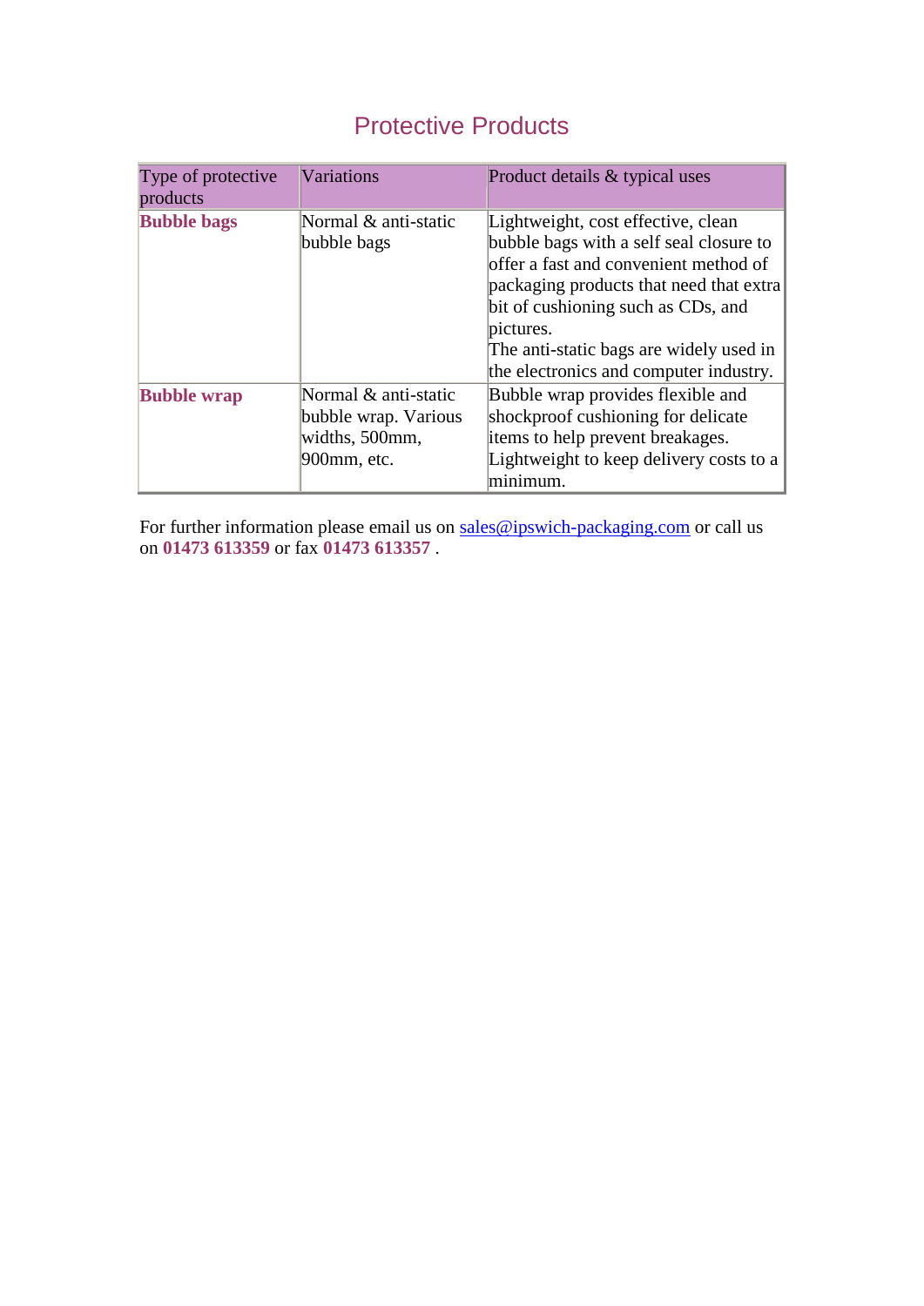# Protective Products

| Type of protective products | Variations | Product details & typical uses |
|---|---|---|
| **Bubble bags** | Normal & anti-static bubble bags | Lightweight, cost effective, clean bubble bags with a self seal closure to offer a fast and convenient method of packaging products that need that extra bit of cushioning such as CDs, and pictures.<br>The anti-static bags are widely used in the electronics and computer industry. |
| **Bubble wrap** | Normal & anti-static bubble wrap. Various widths, 500mm, 900mm, etc. | Bubble wrap provides flexible and shockproof cushioning for delicate items to help prevent breakages.<br>Lightweight to keep delivery costs to a minimum. |

For further information please email us on sales@ipswich-packaging.com or call us on **01473 613359** or fax **01473 613357** .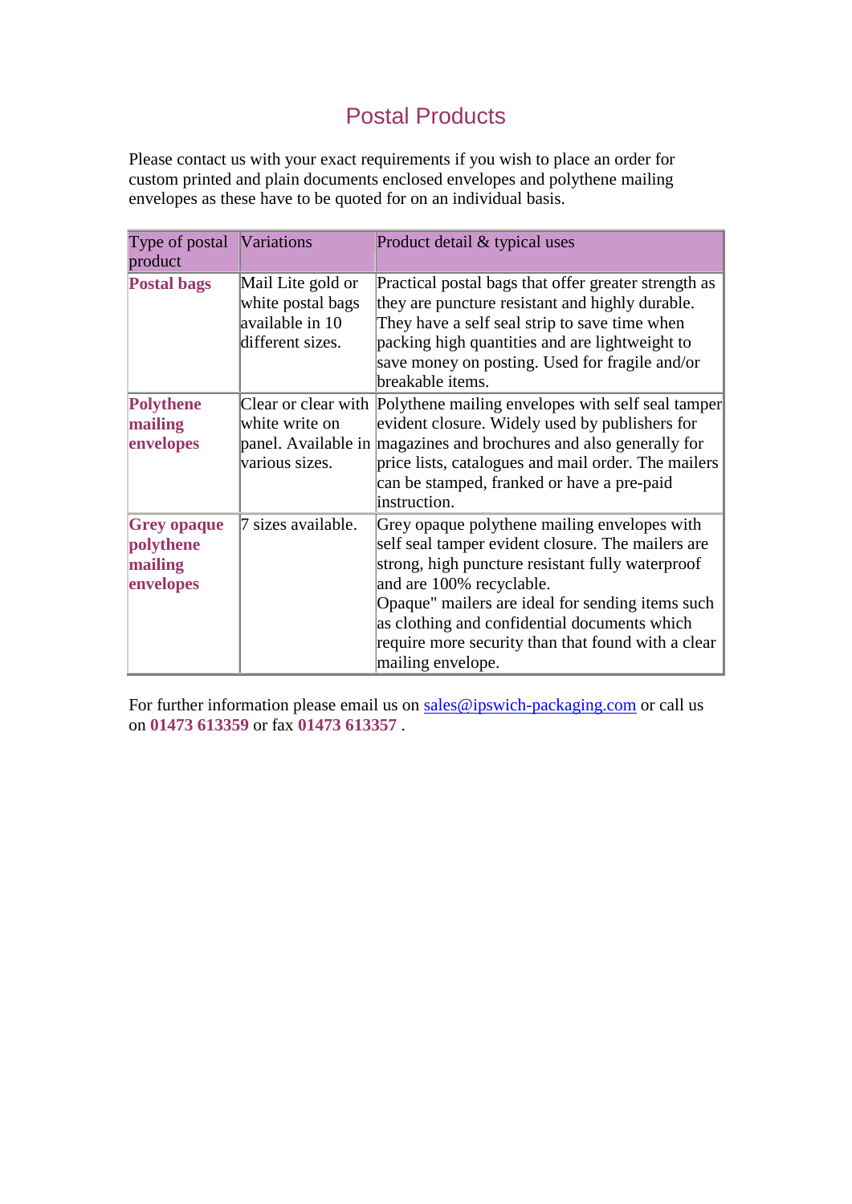# Postal Products

Please contact us with your exact requirements if you wish to place an order for custom printed and plain documents enclosed envelopes and polythene mailing envelopes as these have to be quoted for on an individual basis.

| Type of postal product | Variations | Product detail & typical uses |
|---|---|---|
| **Postal bags** | Mail Lite gold or white postal bags available in 10 different sizes. | Practical postal bags that offer greater strength as they are puncture resistant and highly durable. They have a self seal strip to save time when packing high quantities and are lightweight to save money on posting. Used for fragile and/or breakable items. |
| **Polythene mailing envelopes** | Clear or clear with white write on panel. Available in various sizes. | Polythene mailing envelopes with self seal tamper evident closure. Widely used by publishers for magazines and brochures and also generally for price lists, catalogues and mail order. The mailers can be stamped, franked or have a pre-paid instruction. |
| **Grey opaque polythene mailing envelopes** | 7 sizes available. | Grey opaque polythene mailing envelopes with self seal tamper evident closure. The mailers are strong, high puncture resistant fully waterproof and are 100% recyclable.<br>Opaque" mailers are ideal for sending items such as clothing and confidential documents which require more security than that found with a clear mailing envelope. |

For further information please email us on sales@ipswich-packaging.com or call us on **01473 613359** or fax **01473 613357** .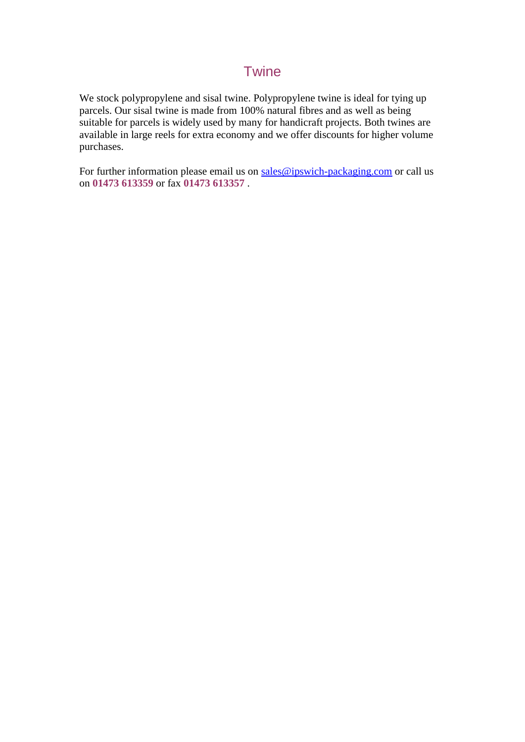# Twine

We stock polypropylene and sisal twine. Polypropylene twine is ideal for tying up parcels. Our sisal twine is made from 100% natural fibres and as well as being suitable for parcels is widely used by many for handicraft projects. Both twines are available in large reels for extra economy and we offer discounts for higher volume purchases.

For further information please email us on sales@ipswich-packaging.com or call us on **01473 613359** or fax **01473 613357** .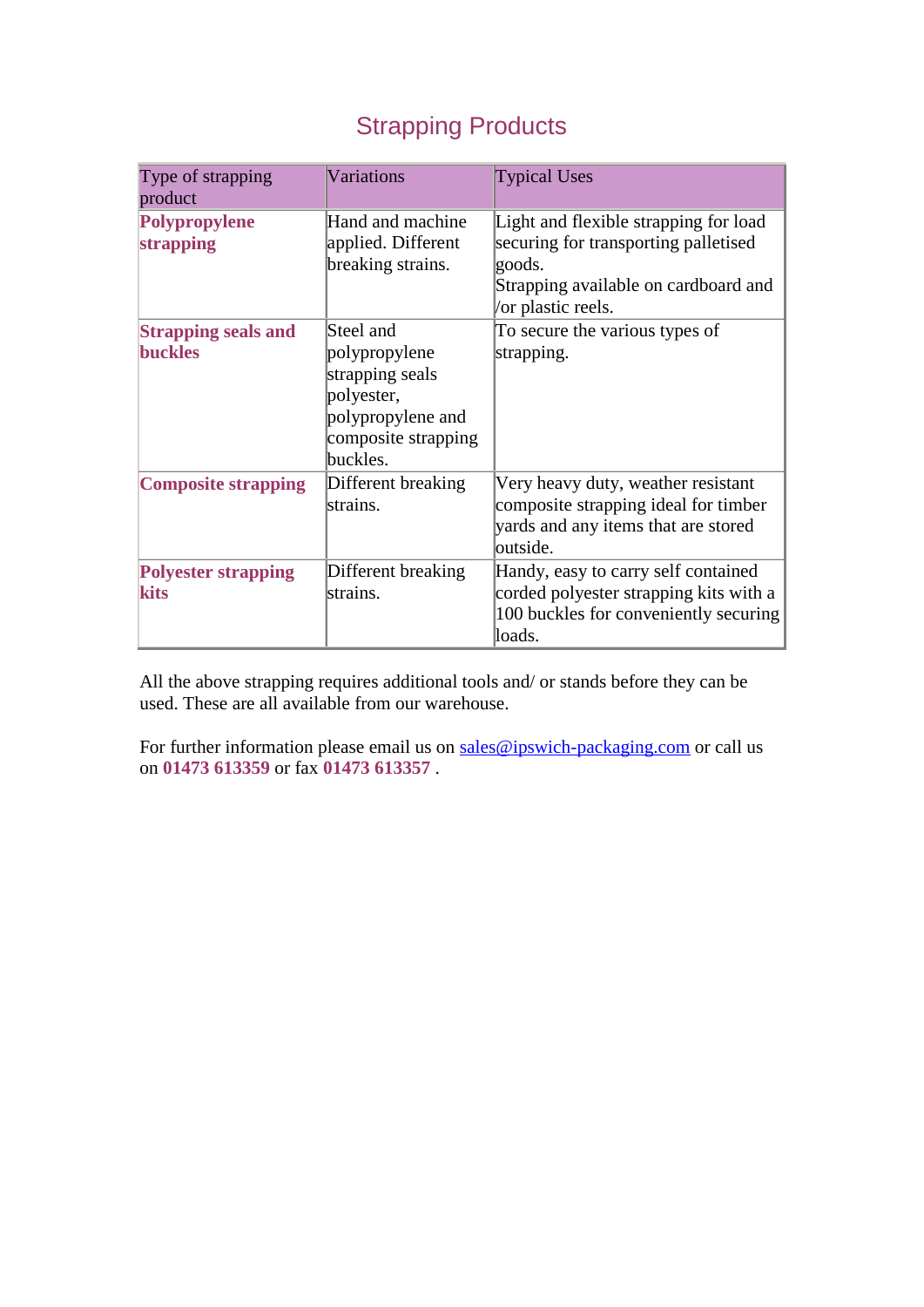# Strapping Products

| Type of strapping product | Variations | Typical Uses |
|---|---|---|
| **Polypropylene strapping** | Hand and machine applied. Different breaking strains. | Light and flexible strapping for load securing for transporting palletised goods. Strapping available on cardboard and /or plastic reels. |
| **Strapping seals and buckles** | Steel and polypropylene strapping seals polyester, polypropylene and composite strapping buckles. | To secure the various types of strapping. |
| **Composite strapping** | Different breaking strains. | Very heavy duty, weather resistant composite strapping ideal for timber yards and any items that are stored outside. |
| **Polyester strapping kits** | Different breaking strains. | Handy, easy to carry self contained corded polyester strapping kits with a 100 buckles for conveniently securing loads. |

All the above strapping requires additional tools and/ or stands before they can be used. These are all available from our warehouse.

For further information please email us on sales@ipswich-packaging.com or call us on **01473 613359** or fax **01473 613357** .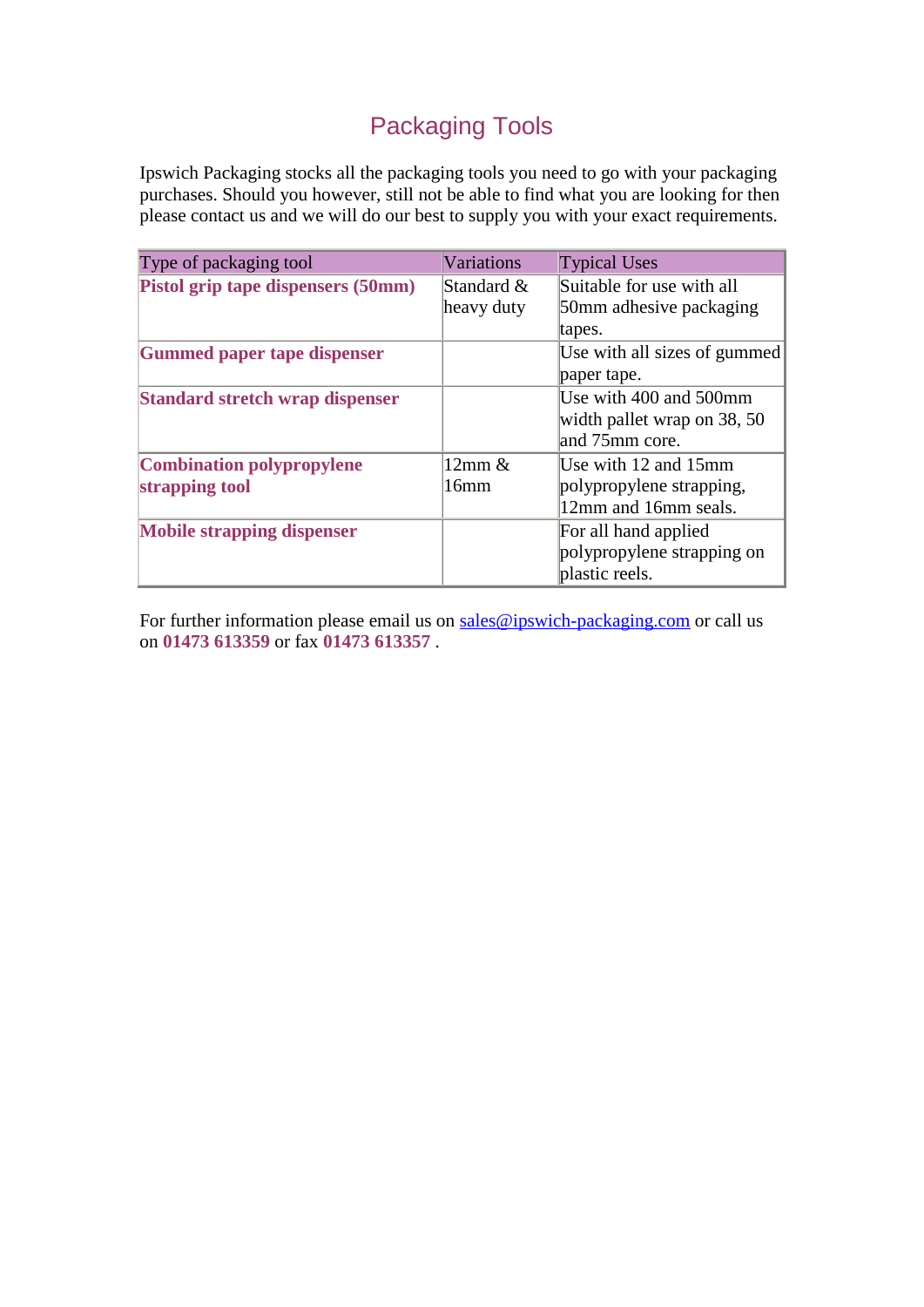# Packaging Tools

Ipswich Packaging stocks all the packaging tools you need to go with your packaging purchases. Should you however, still not be able to find what you are looking for then please contact us and we will do our best to supply you with your exact requirements.

| Type of packaging tool | Variations | Typical Uses |
|---|---|---|
| **Pistol grip tape dispensers (50mm)** | Standard & heavy duty | Suitable for use with all 50mm adhesive packaging tapes. |
| **Gummed paper tape dispenser** | | Use with all sizes of gummed paper tape. |
| **Standard stretch wrap dispenser** | | Use with 400 and 500mm width pallet wrap on 38, 50 and 75mm core. |
| **Combination polypropylene strapping tool** | 12mm & 16mm | Use with 12 and 15mm polypropylene strapping, 12mm and 16mm seals. |
| **Mobile strapping dispenser** | | For all hand applied polypropylene strapping on plastic reels. |

For further information please email us on sales@ipswich-packaging.com or call us on **01473 613359** or fax **01473 613357** .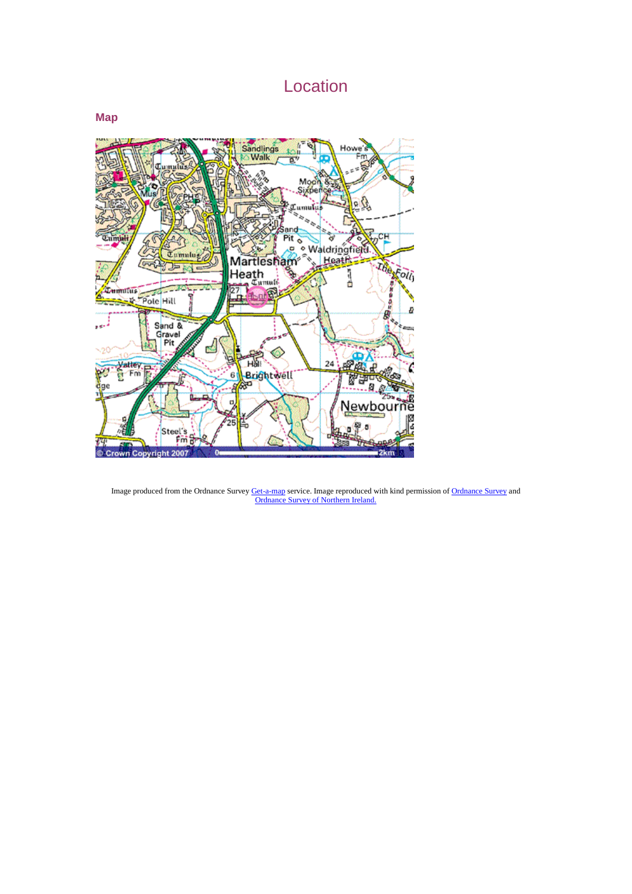# Location

## Map

Image produced from the Ordnance Survey Get-a-map service. Image reproduced with kind permission of Ordnance Survey and Ordnance Survey of Northern Ireland.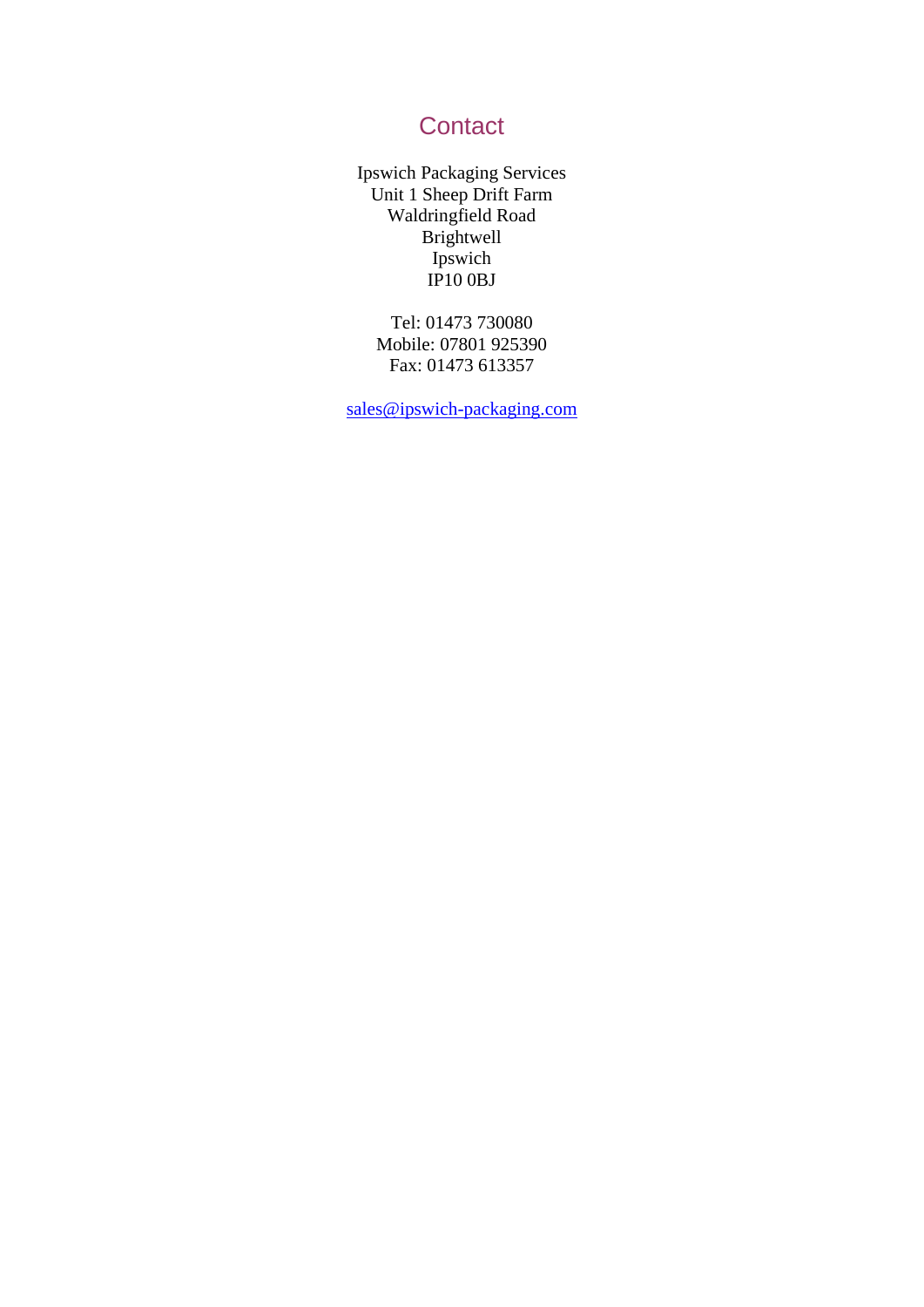# Contact

Ipswich Packaging Services
Unit 1 Sheep Drift Farm
Waldringfield Road
Brightwell
Ipswich
IP10 0BJ

Tel: 01473 730080
Mobile: 07801 925390
Fax: 01473 613357

sales@ipswich-packaging.com